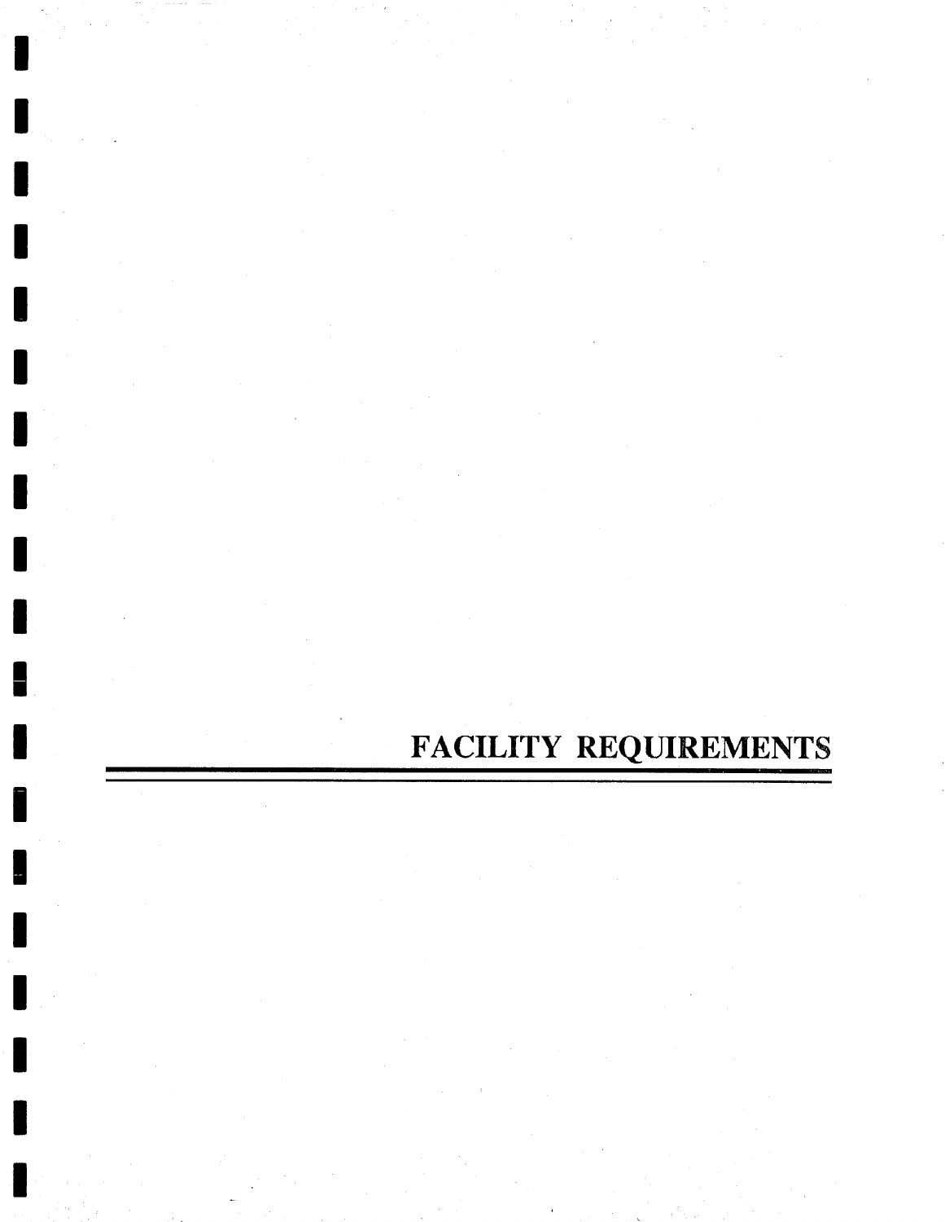# FACILITY REQUIREMENTS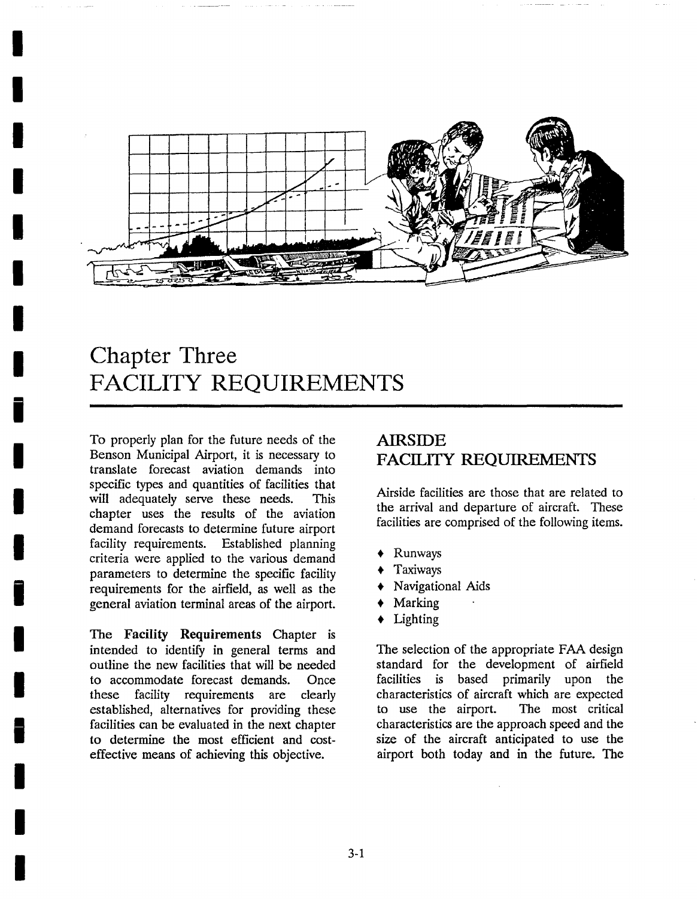# Chapter Three
# FACILITY REQUIREMENTS

To properly plan for the future needs of the Benson Municipal Airport, it is necessary to translate forecast aviation demands into specific types and quantities of facilities that will adequately serve these needs. This chapter uses the results of the aviation demand forecasts to determine future airport facility requirements. Established planning criteria were applied to the various demand parameters to determine the specific facility requirements for the airfield, as well as the general aviation terminal areas of the airport.

The **Facility Requirements** Chapter is intended to identify in general terms and outline the new facilities that will be needed to accommodate forecast demands. Once these facility requirements are clearly established, alternatives for providing these facilities can be evaluated in the next chapter to determine the most efficient and cost-effective means of achieving this objective.

## AIRSIDE FACILITY REQUIREMENTS

Airside facilities are those that are related to the arrival and departure of aircraft. These facilities are comprised of the following items.

- Runways
- Taxiways
- Navigational Aids
- Marking
- Lighting

The selection of the appropriate FAA design standard for the development of airfield facilities is based primarily upon the characteristics of aircraft which are expected to use the airport. The most critical characteristics are the approach speed and the size of the aircraft anticipated to use the airport both today and in the future. The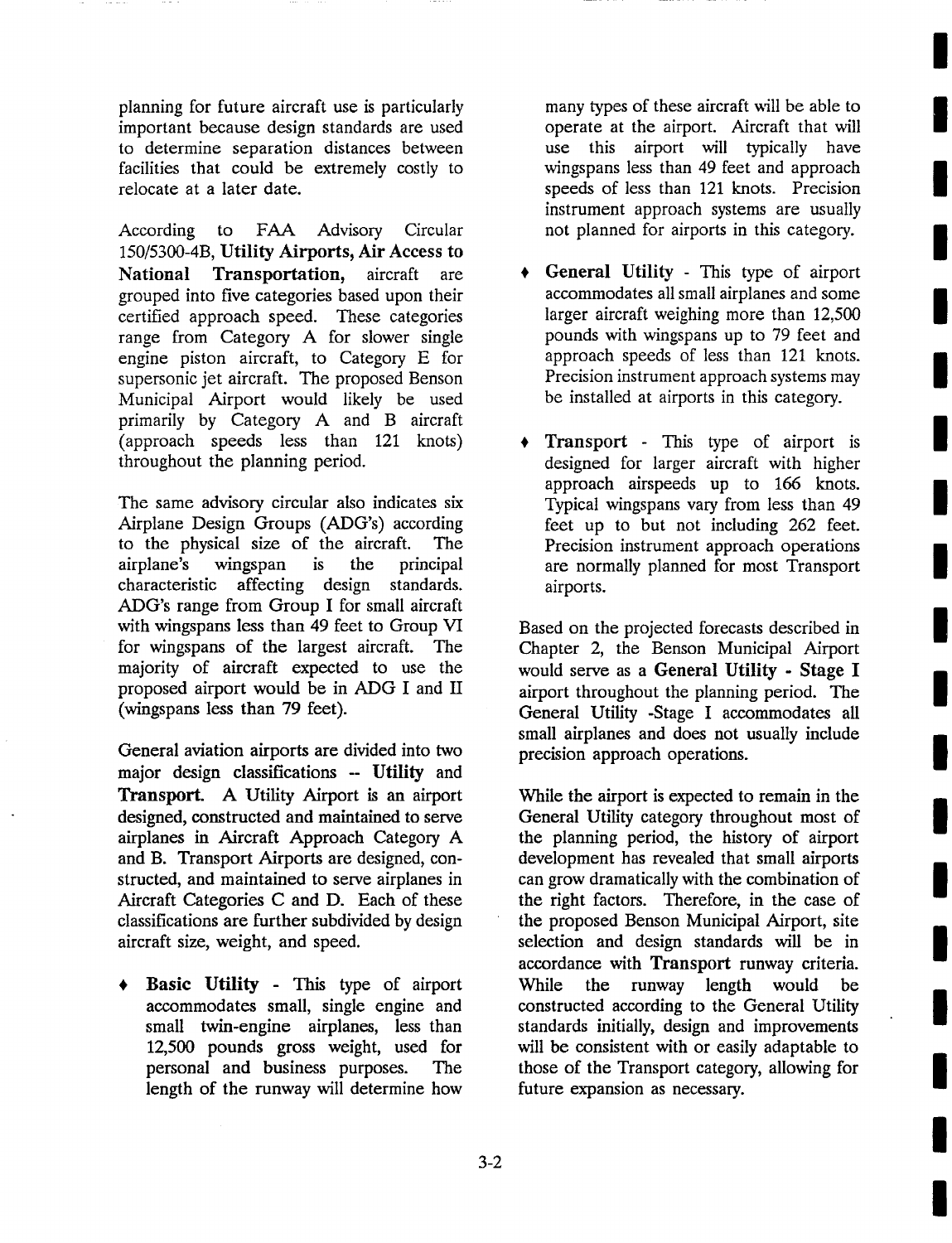planning for future aircraft use is particularly important because design standards are used to determine separation distances between facilities that could be extremely costly to relocate at a later date.

According to FAA Advisory Circular 150/5300-4B, **Utility Airports, Air Access to National Transportation,** aircraft are grouped into five categories based upon their certified approach speed. These categories range from Category A for slower single engine piston aircraft, to Category E for supersonic jet aircraft. The proposed Benson Municipal Airport would likely be used primarily by Category A and B aircraft (approach speeds less than 121 knots) throughout the planning period.

The same advisory circular also indicates six Airplane Design Groups (ADG's) according to the physical size of the aircraft. The airplane's wingspan is the principal characteristic affecting design standards. ADG's range from Group I for small aircraft with wingspans less than 49 feet to Group VI for wingspans of the largest aircraft. The majority of aircraft expected to use the proposed airport would be in ADG I and II (wingspans less than 79 feet).

General aviation airports are divided into two major design classifications -- **Utility** and **Transport.** A Utility Airport is an airport designed, constructed and maintained to serve airplanes in Aircraft Approach Category A and B. Transport Airports are designed, constructed, and maintained to serve airplanes in Aircraft Categories C and D. Each of these classifications are further subdivided by design aircraft size, weight, and speed.

- **Basic Utility** - This type of airport accommodates small, single engine and small twin-engine airplanes, less than 12,500 pounds gross weight, used for personal and business purposes. The length of the runway will determine how many types of these aircraft will be able to operate at the airport. Aircraft that will use this airport will typically have wingspans less than 49 feet and approach speeds of less than 121 knots. Precision instrument approach systems are usually not planned for airports in this category.

- **General Utility** - This type of airport accommodates all small airplanes and some larger aircraft weighing more than 12,500 pounds with wingspans up to 79 feet and approach speeds of less than 121 knots. Precision instrument approach systems may be installed at airports in this category.

- **Transport** - This type of airport is designed for larger aircraft with higher approach airspeeds up to 166 knots. Typical wingspans vary from less than 49 feet up to but not including 262 feet. Precision instrument approach operations are normally planned for most Transport airports.

Based on the projected forecasts described in Chapter 2, the Benson Municipal Airport would serve as a **General Utility - Stage I** airport throughout the planning period. The General Utility -Stage I accommodates all small airplanes and does not usually include precision approach operations.

While the airport is expected to remain in the General Utility category throughout most of the planning period, the history of airport development has revealed that small airports can grow dramatically with the combination of the right factors. Therefore, in the case of the proposed Benson Municipal Airport, site selection and design standards will be in accordance with **Transport** runway criteria. While the runway length would be constructed according to the General Utility standards initially, design and improvements will be consistent with or easily adaptable to those of the Transport category, allowing for future expansion as necessary.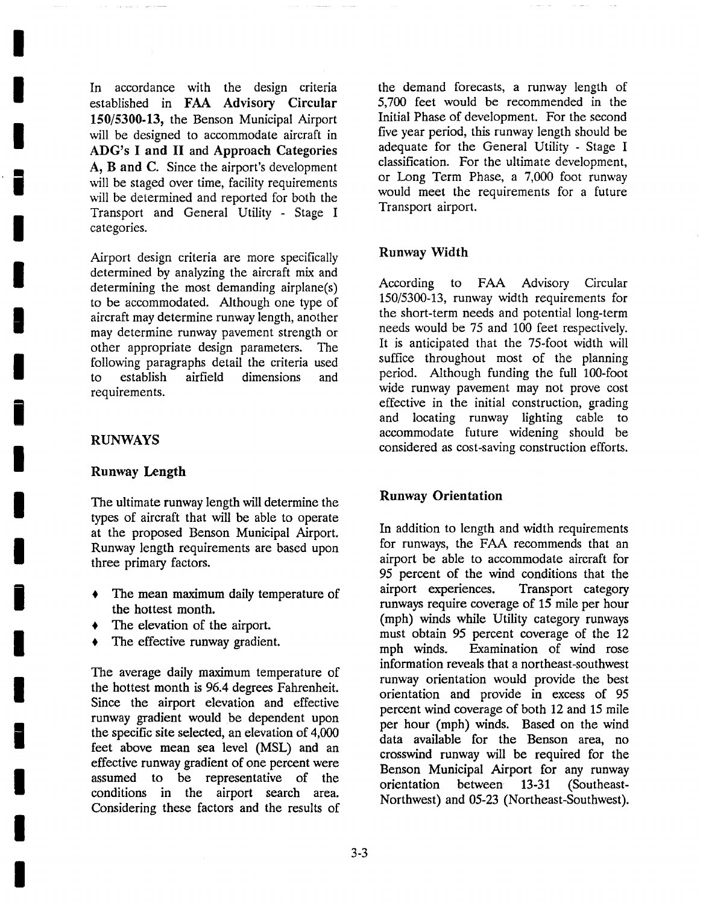In accordance with the design criteria established in **FAA Advisory Circular 150/5300-13,** the Benson Municipal Airport will be designed to accommodate aircraft in **ADG's I and II** and **Approach Categories A, B and C.** Since the airport's development will be staged over time, facility requirements will be determined and reported for both the Transport and General Utility - Stage I categories.

Airport design criteria are more specifically determined by analyzing the aircraft mix and determining the most demanding airplane(s) to be accommodated. Although one type of aircraft may determine runway length, another may determine runway pavement strength or other appropriate design parameters. The following paragraphs detail the criteria used to establish airfield dimensions and requirements.

## RUNWAYS

### Runway Length

The ultimate runway length will determine the types of aircraft that will be able to operate at the proposed Benson Municipal Airport. Runway length requirements are based upon three primary factors.

- The mean maximum daily temperature of the hottest month.
- The elevation of the airport.
- The effective runway gradient.

The average daily maximum temperature of the hottest month is 96.4 degrees Fahrenheit. Since the airport elevation and effective runway gradient would be dependent upon the specific site selected, an elevation of 4,000 feet above mean sea level (MSL) and an effective runway gradient of one percent were assumed to be representative of the conditions in the airport search area. Considering these factors and the results of the demand forecasts, a runway length of 5,700 feet would be recommended in the Initial Phase of development. For the second five year period, this runway length should be adequate for the General Utility - Stage I classification. For the ultimate development, or Long Term Phase, a 7,000 foot runway would meet the requirements for a future Transport airport.

### Runway Width

According to FAA Advisory Circular 150/5300-13, runway width requirements for the short-term needs and potential long-term needs would be 75 and 100 feet respectively. It is anticipated that the 75-foot width will suffice throughout most of the planning period. Although funding the full 100-foot wide runway pavement may not prove cost effective in the initial construction, grading and locating runway lighting cable to accommodate future widening should be considered as cost-saving construction efforts.

### Runway Orientation

In addition to length and width requirements for runways, the FAA recommends that an airport be able to accommodate aircraft for 95 percent of the wind conditions that the airport experiences. Transport category runways require coverage of 15 mile per hour (mph) winds while Utility category runways must obtain 95 percent coverage of the 12 mph winds. Examination of wind rose information reveals that a northeast-southwest runway orientation would provide the best orientation and provide in excess of 95 percent wind coverage of both 12 and 15 mile per hour (mph) winds. Based on the wind data available for the Benson area, no crosswind runway will be required for the Benson Municipal Airport for any runway orientation between 13-31 (Southeast-Northwest) and 05-23 (Northeast-Southwest).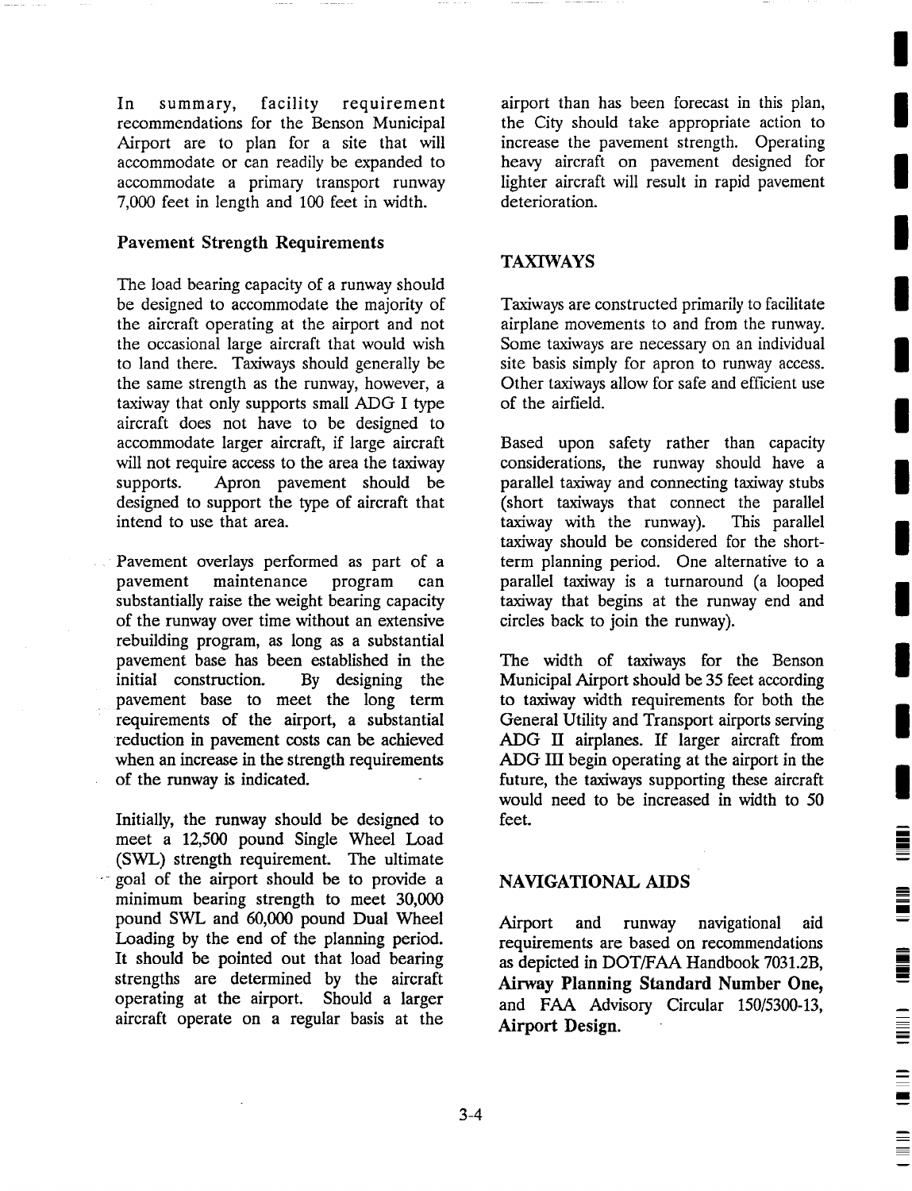In summary, facility requirement recommendations for the Benson Municipal Airport are to plan for a site that will accommodate or can readily be expanded to accommodate a primary transport runway 7,000 feet in length and 100 feet in width.

### Pavement Strength Requirements

The load bearing capacity of a runway should be designed to accommodate the majority of the aircraft operating at the airport and not the occasional large aircraft that would wish to land there. Taxiways should generally be the same strength as the runway, however, a taxiway that only supports small ADG I type aircraft does not have to be designed to accommodate larger aircraft, if large aircraft will not require access to the area the taxiway supports. Apron pavement should be designed to support the type of aircraft that intend to use that area.

Pavement overlays performed as part of a pavement maintenance program can substantially raise the weight bearing capacity of the runway over time without an extensive rebuilding program, as long as a substantial pavement base has been established in the initial construction. By designing the pavement base to meet the long term requirements of the airport, a substantial reduction in pavement costs can be achieved when an increase in the strength requirements of the runway is indicated.

Initially, the runway should be designed to meet a 12,500 pound Single Wheel Load (SWL) strength requirement. The ultimate goal of the airport should be to provide a minimum bearing strength to meet 30,000 pound SWL and 60,000 pound Dual Wheel Loading by the end of the planning period. It should be pointed out that load bearing strengths are determined by the aircraft operating at the airport. Should a larger aircraft operate on a regular basis at the airport than has been forecast in this plan, the City should take appropriate action to increase the pavement strength. Operating heavy aircraft on pavement designed for lighter aircraft will result in rapid pavement deterioration.

## TAXIWAYS

Taxiways are constructed primarily to facilitate airplane movements to and from the runway. Some taxiways are necessary on an individual site basis simply for apron to runway access. Other taxiways allow for safe and efficient use of the airfield.

Based upon safety rather than capacity considerations, the runway should have a parallel taxiway and connecting taxiway stubs (short taxiways that connect the parallel taxiway with the runway). This parallel taxiway should be considered for the short-term planning period. One alternative to a parallel taxiway is a turnaround (a looped taxiway that begins at the runway end and circles back to join the runway).

The width of taxiways for the Benson Municipal Airport should be 35 feet according to taxiway width requirements for both the General Utility and Transport airports serving ADG II airplanes. If larger aircraft from ADG III begin operating at the airport in the future, the taxiways supporting these aircraft would need to be increased in width to 50 feet.

## NAVIGATIONAL AIDS

Airport and runway navigational aid requirements are based on recommendations as depicted in DOT/FAA Handbook 7031.2B, **Airway Planning Standard Number One,** and FAA Advisory Circular 150/5300-13, **Airport Design.**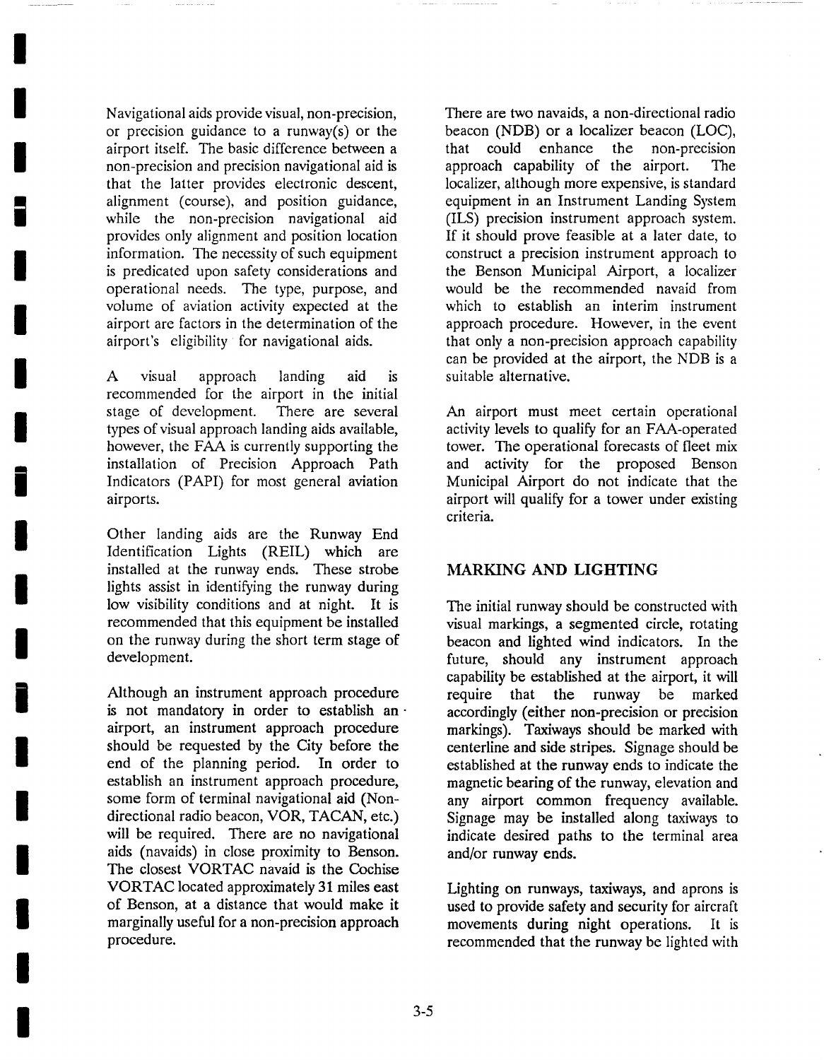Navigational aids provide visual, non-precision, or precision guidance to a runway(s) or the airport itself. The basic difference between a non-precision and precision navigational aid is that the latter provides electronic descent, alignment (course), and position guidance, while the non-precision navigational aid provides only alignment and position location information. The necessity of such equipment is predicated upon safety considerations and operational needs. The type, purpose, and volume of aviation activity expected at the airport are factors in the determination of the airport's eligibility for navigational aids.

A visual approach landing aid is recommended for the airport in the initial stage of development. There are several types of visual approach landing aids available, however, the FAA is currently supporting the installation of Precision Approach Path Indicators (PAPI) for most general aviation airports.

Other landing aids are the Runway End Identification Lights (REIL) which are installed at the runway ends. These strobe lights assist in identifying the runway during low visibility conditions and at night. It is recommended that this equipment be installed on the runway during the short term stage of development.

Although an instrument approach procedure is not mandatory in order to establish an airport, an instrument approach procedure should be requested by the City before the end of the planning period. In order to establish an instrument approach procedure, some form of terminal navigational aid (Non-directional radio beacon, VOR, TACAN, etc.) will be required. There are no navigational aids (navaids) in close proximity to Benson. The closest VORTAC navaid is the Cochise VORTAC located approximately 31 miles east of Benson, at a distance that would make it marginally useful for a non-precision approach procedure.

There are two navaids, a non-directional radio beacon (NDB) or a localizer beacon (LOC), that could enhance the non-precision approach capability of the airport. The localizer, although more expensive, is standard equipment in an Instrument Landing System (ILS) precision instrument approach system. If it should prove feasible at a later date, to construct a precision instrument approach to the Benson Municipal Airport, a localizer would be the recommended navaid from which to establish an interim instrument approach procedure. However, in the event that only a non-precision approach capability can be provided at the airport, the NDB is a suitable alternative.

An airport must meet certain operational activity levels to qualify for an FAA-operated tower. The operational forecasts of fleet mix and activity for the proposed Benson Municipal Airport do not indicate that the airport will qualify for a tower under existing criteria.

## MARKING AND LIGHTING

The initial runway should be constructed with visual markings, a segmented circle, rotating beacon and lighted wind indicators. In the future, should any instrument approach capability be established at the airport, it will require that the runway be marked accordingly (either non-precision or precision markings). Taxiways should be marked with centerline and side stripes. Signage should be established at the runway ends to indicate the magnetic bearing of the runway, elevation and any airport common frequency available. Signage may be installed along taxiways to indicate desired paths to the terminal area and/or runway ends.

Lighting on runways, taxiways, and aprons is used to provide safety and security for aircraft movements during night operations. It is recommended that the runway be lighted with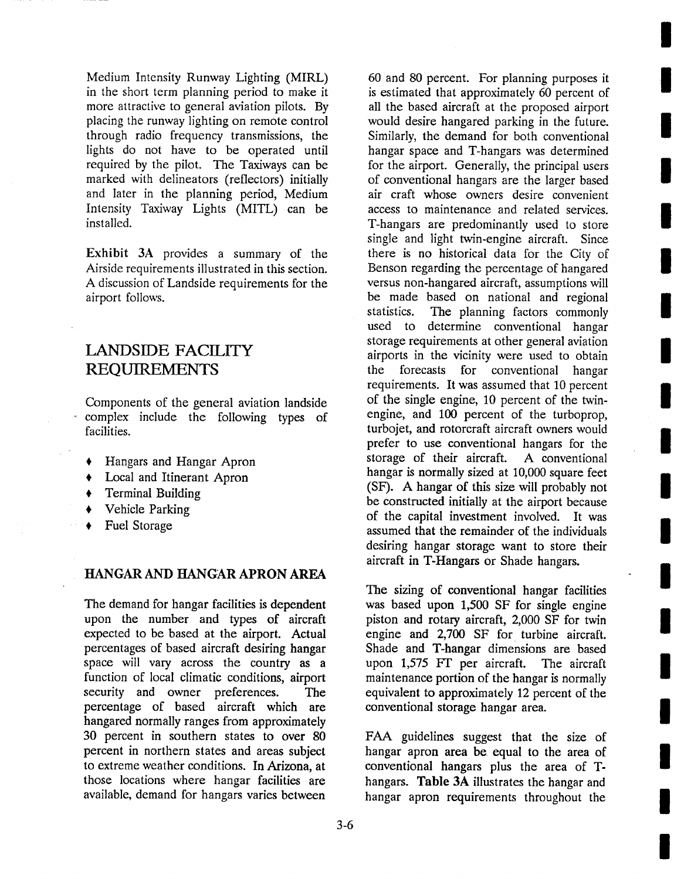Medium Intensity Runway Lighting (MIRL) in the short term planning period to make it more attractive to general aviation pilots. By placing the runway lighting on remote control through radio frequency transmissions, the lights do not have to be operated until required by the pilot. The Taxiways can be marked with delineators (reflectors) initially and later in the planning period, Medium Intensity Taxiway Lights (MITL) can be installed.

**Exhibit 3A** provides a summary of the Airside requirements illustrated in this section. A discussion of Landside requirements for the airport follows.

## LANDSIDE FACILITY REQUIREMENTS

Components of the general aviation landside complex include the following types of facilities.

- Hangars and Hangar Apron
- Local and Itinerant Apron
- Terminal Building
- Vehicle Parking
- Fuel Storage

### HANGAR AND HANGAR APRON AREA

The demand for hangar facilities is dependent upon the number and types of aircraft expected to be based at the airport. Actual percentages of based aircraft desiring hangar space will vary across the country as a function of local climatic conditions, airport security and owner preferences. The percentage of based aircraft which are hangared normally ranges from approximately 30 percent in southern states to over 80 percent in northern states and areas subject to extreme weather conditions. In Arizona, at those locations where hangar facilities are available, demand for hangars varies between 60 and 80 percent. For planning purposes it is estimated that approximately 60 percent of all the based aircraft at the proposed airport would desire hangared parking in the future. Similarly, the demand for both conventional hangar space and T-hangars was determined for the airport. Generally, the principal users of conventional hangars are the larger based air craft whose owners desire convenient access to maintenance and related services. T-hangars are predominantly used to store single and light twin-engine aircraft. Since there is no historical data for the City of Benson regarding the percentage of hangared versus non-hangared aircraft, assumptions will be made based on national and regional statistics. The planning factors commonly used to determine conventional hangar storage requirements at other general aviation airports in the vicinity were used to obtain the forecasts for conventional hangar requirements. It was assumed that 10 percent of the single engine, 10 percent of the twin-engine, and 100 percent of the turboprop, turbojet, and rotorcraft aircraft owners would prefer to use conventional hangars for the storage of their aircraft. A conventional hangar is normally sized at 10,000 square feet (SF). A hangar of this size will probably not be constructed initially at the airport because of the capital investment involved. It was assumed that the remainder of the individuals desiring hangar storage want to store their aircraft in T-Hangars or Shade hangars.

The sizing of conventional hangar facilities was based upon 1,500 SF for single engine piston and rotary aircraft, 2,000 SF for twin engine and 2,700 SF for turbine aircraft. Shade and T-hangar dimensions are based upon 1,575 FT per aircraft. The aircraft maintenance portion of the hangar is normally equivalent to approximately 12 percent of the conventional storage hangar area.

FAA guidelines suggest that the size of hangar apron area be equal to the area of conventional hangars plus the area of T-hangars. **Table 3A** illustrates the hangar and hangar apron requirements throughout the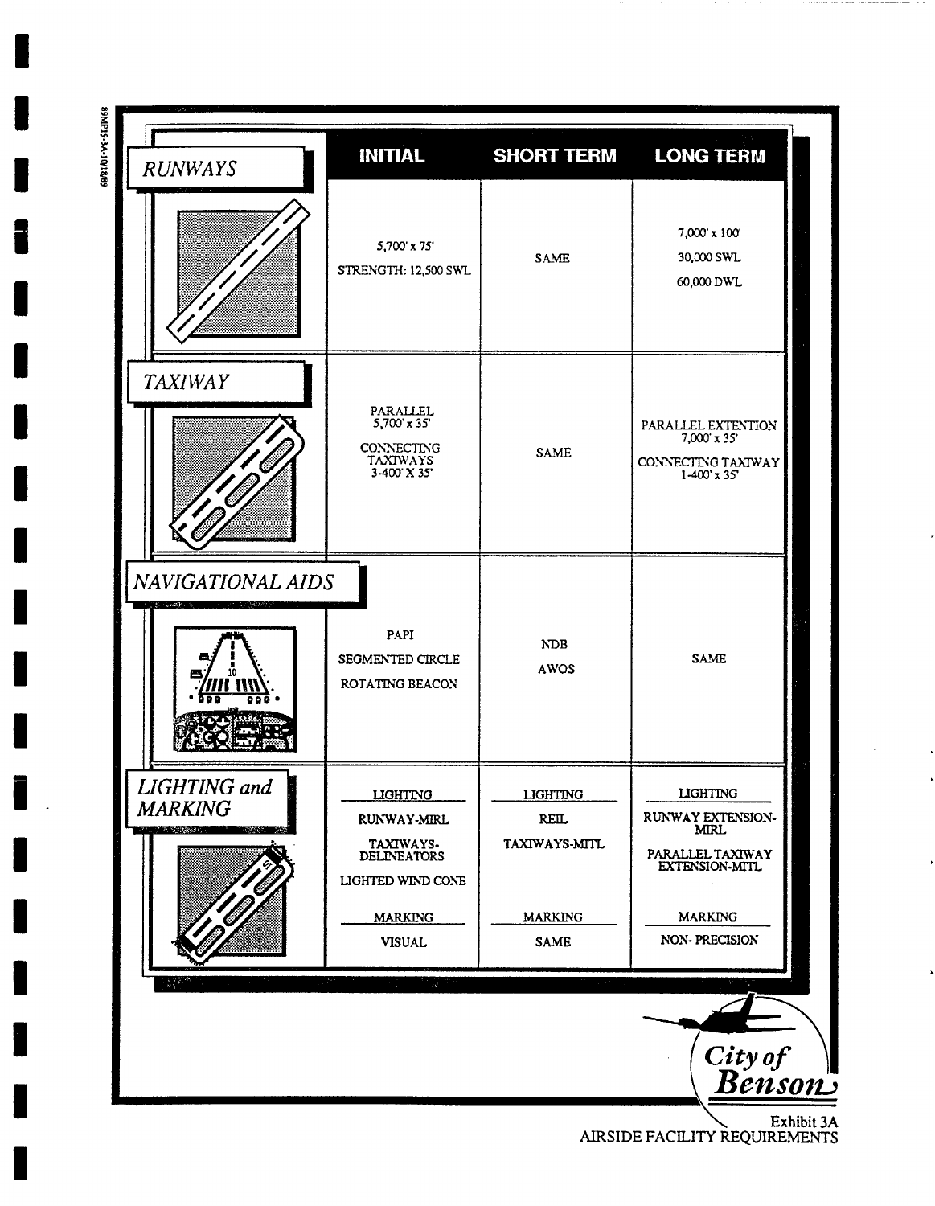| | INITIAL | SHORT TERM | LONG TERM |
|---|---|---|---|
| *RUNWAYS* | 5,700' x 75'<br>STRENGTH: 12,500 SWL | SAME | 7,000' x 100'<br>30,000 SWL<br>60,000 DWL |
| *TAXIWAY* | PARALLEL<br>5,700' x 35'<br>CONNECTING TAXIWAYS<br>3-400' X 35' | SAME | PARALLEL EXTENTION<br>7,000' x 35'<br>CONNECTING TAXIWAY<br>1-400' x 35' |
| *NAVIGATIONAL AIDS* | PAPI<br>SEGMENTED CIRCLE<br>ROTATING BEACON | NDB<br>AWOS | SAME |
| *LIGHTING and MARKING* | LIGHTING<br>RUNWAY-MIRL<br>TAXIWAYS-DELINEATORS<br>LIGHTED WIND CONE<br>MARKING<br>VISUAL | LIGHTING<br>REIL<br>TAXIWAYS-MITL<br>MARKING<br>SAME | LIGHTING<br>RUNWAY EXTENSION-MIRL<br>PARALLEL TAXIWAY EXTENSION-MITL<br>MARKING<br>NON- PRECISION |

City of Benson

Exhibit 3A
AIRSIDE FACILITY REQUIREMENTS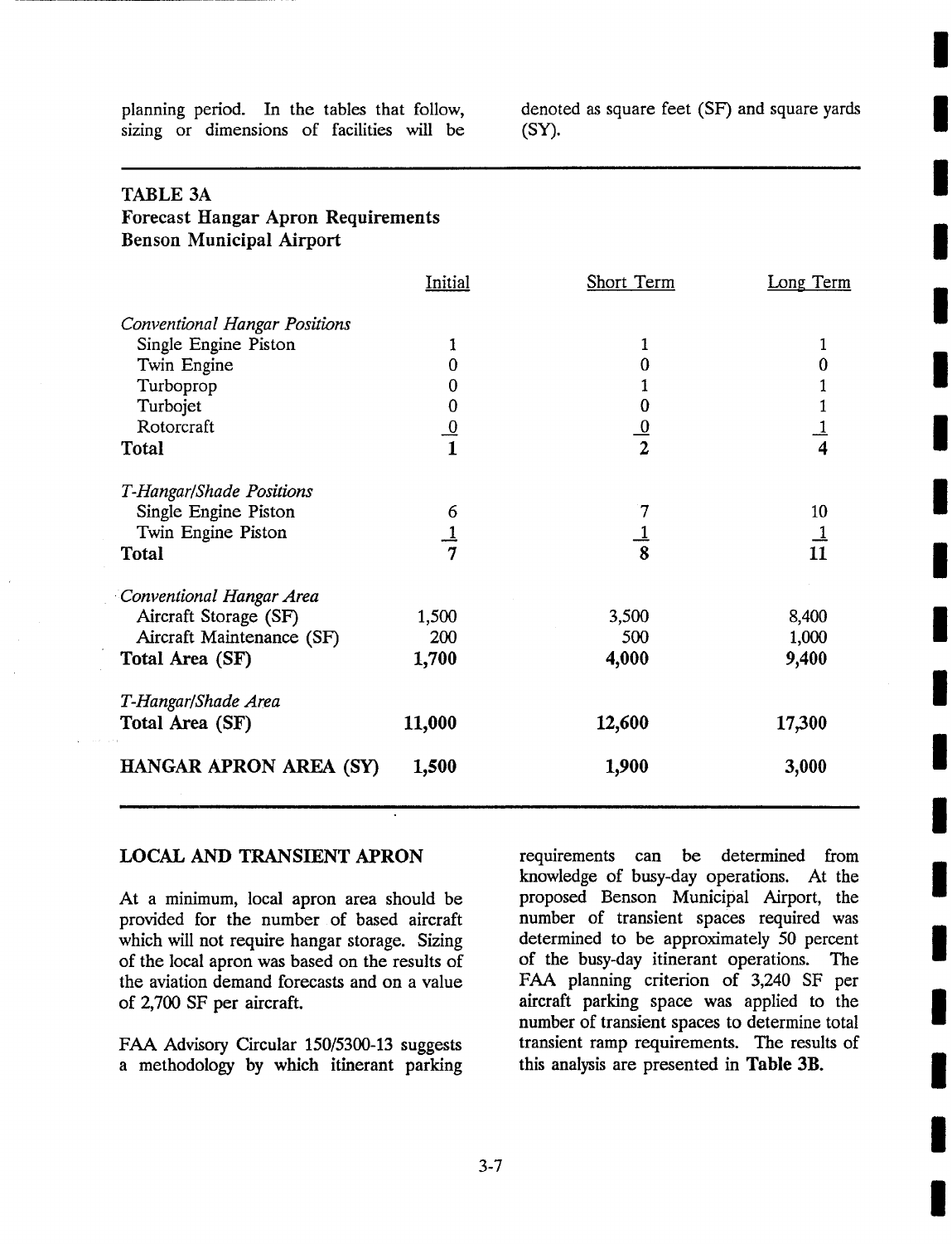planning period. In the tables that follow, sizing or dimensions of facilities will be denoted as square feet (SF) and square yards (SY).

**TABLE 3A**
**Forecast Hangar Apron Requirements**
**Benson Municipal Airport**

| | Initial | Short Term | Long Term |
|---|---|---|---|
| *Conventional Hangar Positions* | | | |
| Single Engine Piston | 1 | 1 | 1 |
| Twin Engine | 0 | 0 | 0 |
| Turboprop | 0 | 1 | 1 |
| Turbojet | 0 | 0 | 1 |
| Rotorcraft | 0 | 0 | 1 |
| **Total** | **1** | **2** | **4** |
| *T-Hangar/Shade Positions* | | | |
| Single Engine Piston | 6 | 7 | 10 |
| Twin Engine Piston | 1 | 1 | 1 |
| **Total** | **7** | **8** | **11** |
| *Conventional Hangar Area* | | | |
| Aircraft Storage (SF) | 1,500 | 3,500 | 8,400 |
| Aircraft Maintenance (SF) | 200 | 500 | 1,000 |
| **Total Area (SF)** | **1,700** | **4,000** | **9,400** |
| *T-Hangar/Shade Area* | | | |
| **Total Area (SF)** | **11,000** | **12,600** | **17,300** |
| **HANGAR APRON AREA (SY)** | **1,500** | **1,900** | **3,000** |

## LOCAL AND TRANSIENT APRON

At a minimum, local apron area should be provided for the number of based aircraft which will not require hangar storage. Sizing of the local apron was based on the results of the aviation demand forecasts and on a value of 2,700 SF per aircraft.

FAA Advisory Circular 150/5300-13 suggests a methodology by which itinerant parking requirements can be determined from knowledge of busy-day operations. At the proposed Benson Municipal Airport, the number of transient spaces required was determined to be approximately 50 percent of the busy-day itinerant operations. The FAA planning criterion of 3,240 SF per aircraft parking space was applied to the number of transient spaces to determine total transient ramp requirements. The results of this analysis are presented in **Table 3B.**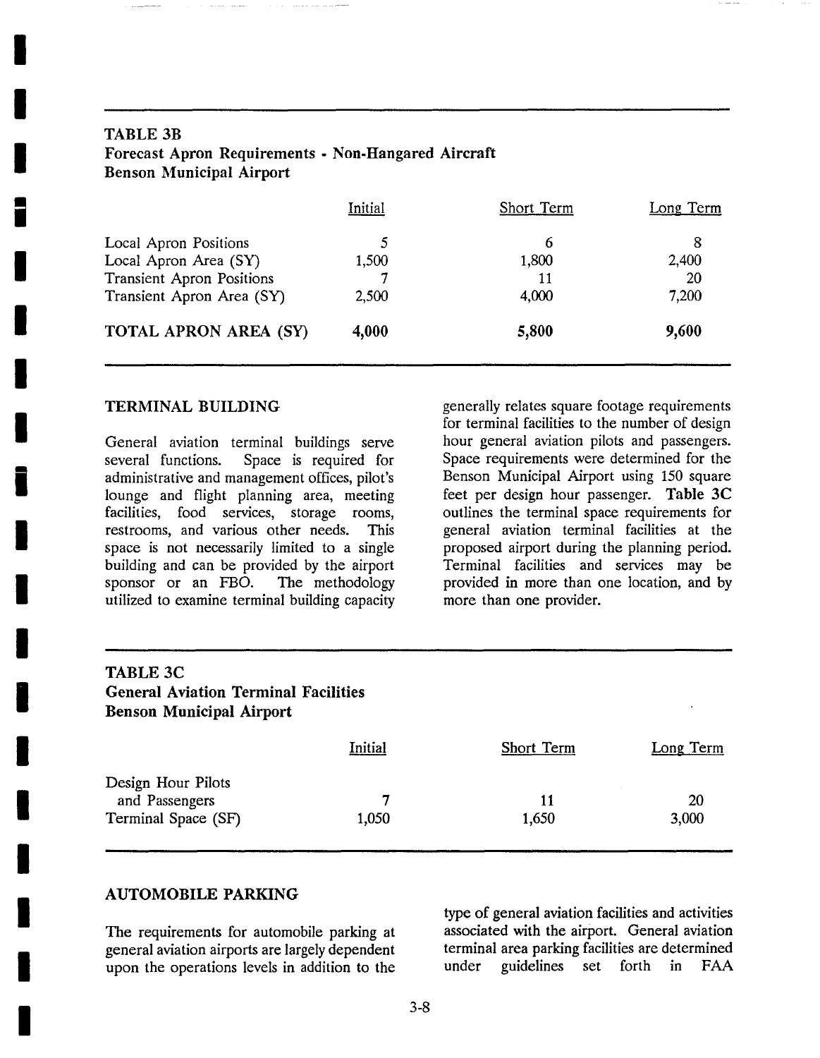**TABLE 3B**
**Forecast Apron Requirements - Non-Hangared Aircraft**
**Benson Municipal Airport**

| | Initial | Short Term | Long Term |
|---|---|---|---|
| Local Apron Positions | 5 | 6 | 8 |
| Local Apron Area (SY) | 1,500 | 1,800 | 2,400 |
| Transient Apron Positions | 7 | 11 | 20 |
| Transient Apron Area (SY) | 2,500 | 4,000 | 7,200 |
| **TOTAL APRON AREA (SY)** | **4,000** | **5,800** | **9,600** |

## TERMINAL BUILDING

General aviation terminal buildings serve several functions. Space is required for administrative and management offices, pilot's lounge and flight planning area, meeting facilities, food services, storage rooms, restrooms, and various other needs. This space is not necessarily limited to a single building and can be provided by the airport sponsor or an FBO. The methodology utilized to examine terminal building capacity generally relates square footage requirements for terminal facilities to the number of design hour general aviation pilots and passengers. Space requirements were determined for the Benson Municipal Airport using 150 square feet per design hour passenger. **Table 3C** outlines the terminal space requirements for general aviation terminal facilities at the proposed airport during the planning period. Terminal facilities and services may be provided in more than one location, and by more than one provider.

**TABLE 3C**
**General Aviation Terminal Facilities**
**Benson Municipal Airport**

| | Initial | Short Term | Long Term |
|---|---|---|---|
| Design Hour Pilots and Passengers | 7 | 11 | 20 |
| Terminal Space (SF) | 1,050 | 1,650 | 3,000 |

## AUTOMOBILE PARKING

The requirements for automobile parking at general aviation airports are largely dependent upon the operations levels in addition to the type of general aviation facilities and activities associated with the airport. General aviation terminal area parking facilities are determined under guidelines set forth in FAA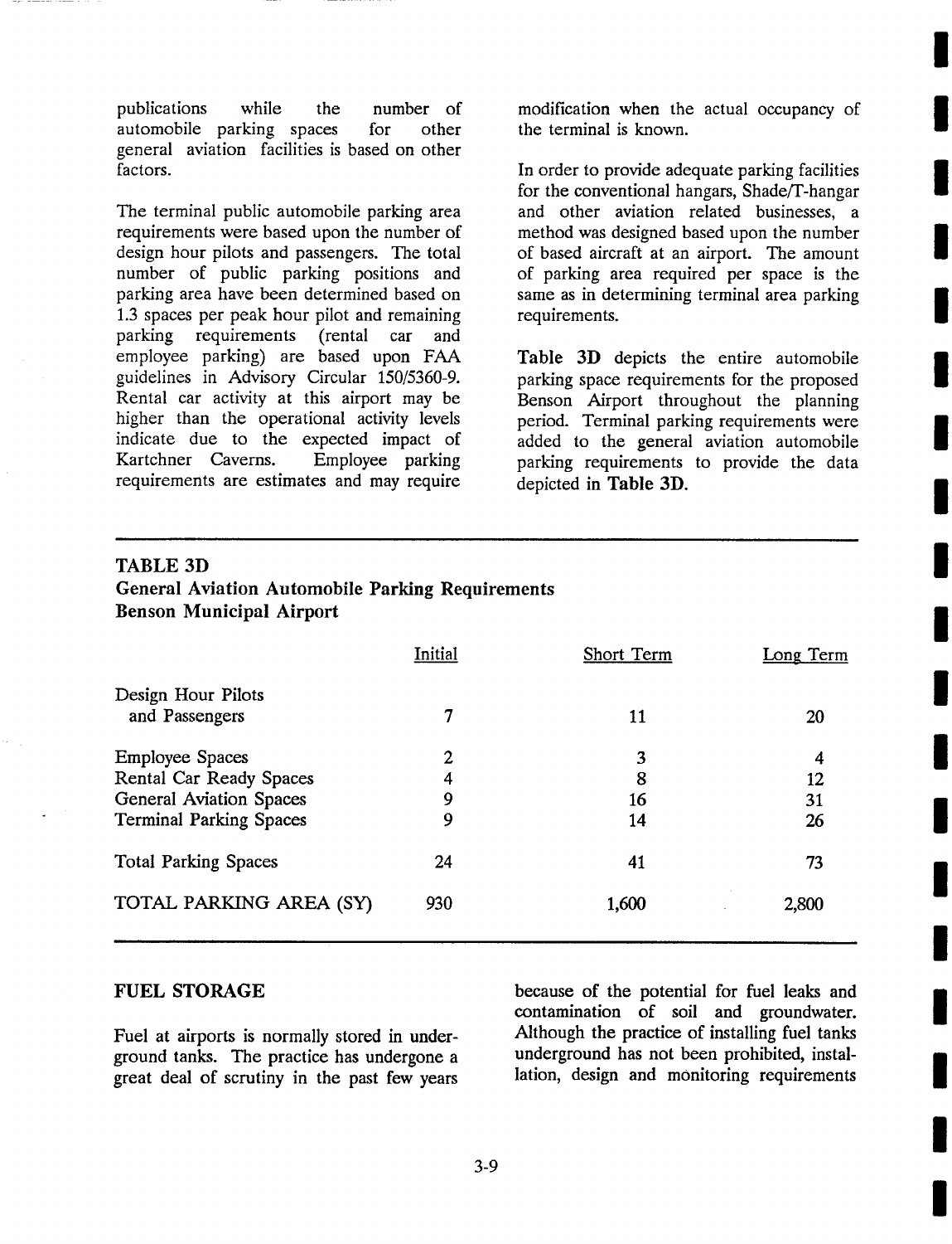publications while the number of automobile parking spaces for other general aviation facilities is based on other factors.

The terminal public automobile parking area requirements were based upon the number of design hour pilots and passengers. The total number of public parking positions and parking area have been determined based on 1.3 spaces per peak hour pilot and remaining parking requirements (rental car and employee parking) are based upon FAA guidelines in Advisory Circular 150/5360-9. Rental car activity at this airport may be higher than the operational activity levels indicate due to the expected impact of Kartchner Caverns. Employee parking requirements are estimates and may require modification when the actual occupancy of the terminal is known.

In order to provide adequate parking facilities for the conventional hangars, Shade/T-hangar and other aviation related businesses, a method was designed based upon the number of based aircraft at an airport. The amount of parking area required per space is the same as in determining terminal area parking requirements.

**Table 3D** depicts the entire automobile parking space requirements for the proposed Benson Airport throughout the planning period. Terminal parking requirements were added to the general aviation automobile parking requirements to provide the data depicted in **Table 3D**.

**TABLE 3D**
**General Aviation Automobile Parking Requirements**
**Benson Municipal Airport**

| | Initial | Short Term | Long Term |
|---|---|---|---|
| Design Hour Pilots and Passengers | 7 | 11 | 20 |
| Employee Spaces | 2 | 3 | 4 |
| Rental Car Ready Spaces | 4 | 8 | 12 |
| General Aviation Spaces | 9 | 16 | 31 |
| Terminal Parking Spaces | 9 | 14 | 26 |
| Total Parking Spaces | 24 | 41 | 73 |
| TOTAL PARKING AREA (SY) | 930 | 1,600 | 2,800 |

## FUEL STORAGE

Fuel at airports is normally stored in underground tanks. The practice has undergone a great deal of scrutiny in the past few years because of the potential for fuel leaks and contamination of soil and groundwater. Although the practice of installing fuel tanks underground has not been prohibited, installation, design and monitoring requirements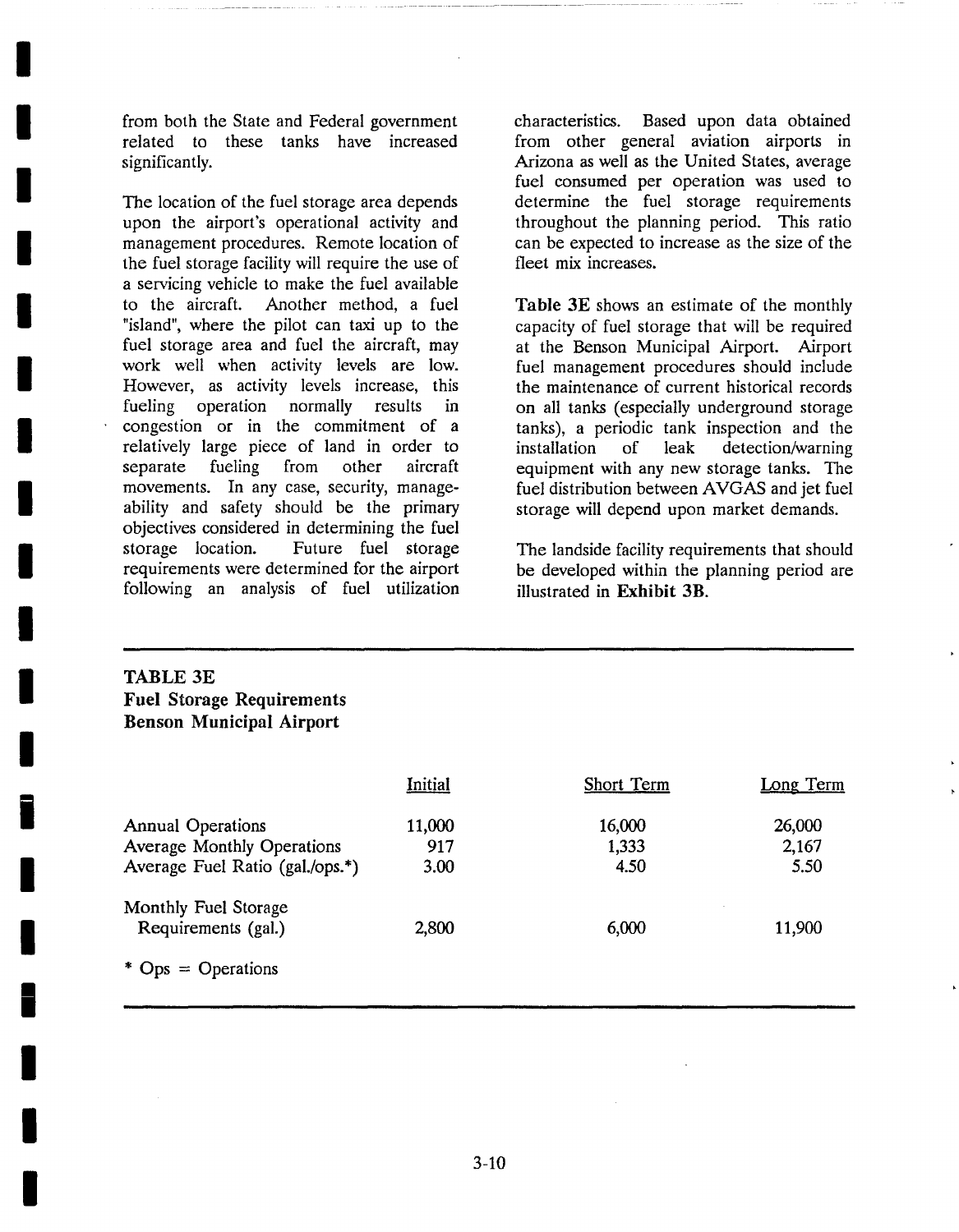from both the State and Federal government related to these tanks have increased significantly.

The location of the fuel storage area depends upon the airport's operational activity and management procedures. Remote location of the fuel storage facility will require the use of a servicing vehicle to make the fuel available to the aircraft. Another method, a fuel "island", where the pilot can taxi up to the fuel storage area and fuel the aircraft, may work well when activity levels are low. However, as activity levels increase, this fueling operation normally results in congestion or in the commitment of a relatively large piece of land in order to separate fueling from other aircraft movements. In any case, security, manage-ability and safety should be the primary objectives considered in determining the fuel storage location. Future fuel storage requirements were determined for the airport following an analysis of fuel utilization characteristics. Based upon data obtained from other general aviation airports in Arizona as well as the United States, average fuel consumed per operation was used to determine the fuel storage requirements throughout the planning period. This ratio can be expected to increase as the size of the fleet mix increases.

**Table 3E** shows an estimate of the monthly capacity of fuel storage that will be required at the Benson Municipal Airport. Airport fuel management procedures should include the maintenance of current historical records on all tanks (especially underground storage tanks), a periodic tank inspection and the installation of leak detection/warning equipment with any new storage tanks. The fuel distribution between AVGAS and jet fuel storage will depend upon market demands.

The landside facility requirements that should be developed within the planning period are illustrated in **Exhibit 3B**.

**TABLE 3E**
**Fuel Storage Requirements**
**Benson Municipal Airport**

| | Initial | Short Term | Long Term |
|---|---|---|---|
| Annual Operations | 11,000 | 16,000 | 26,000 |
| Average Monthly Operations | 917 | 1,333 | 2,167 |
| Average Fuel Ratio (gal./ops.*) | 3.00 | 4.50 | 5.50 |
| Monthly Fuel Storage Requirements (gal.) | 2,800 | 6,000 | 11,900 |

\* Ops = Operations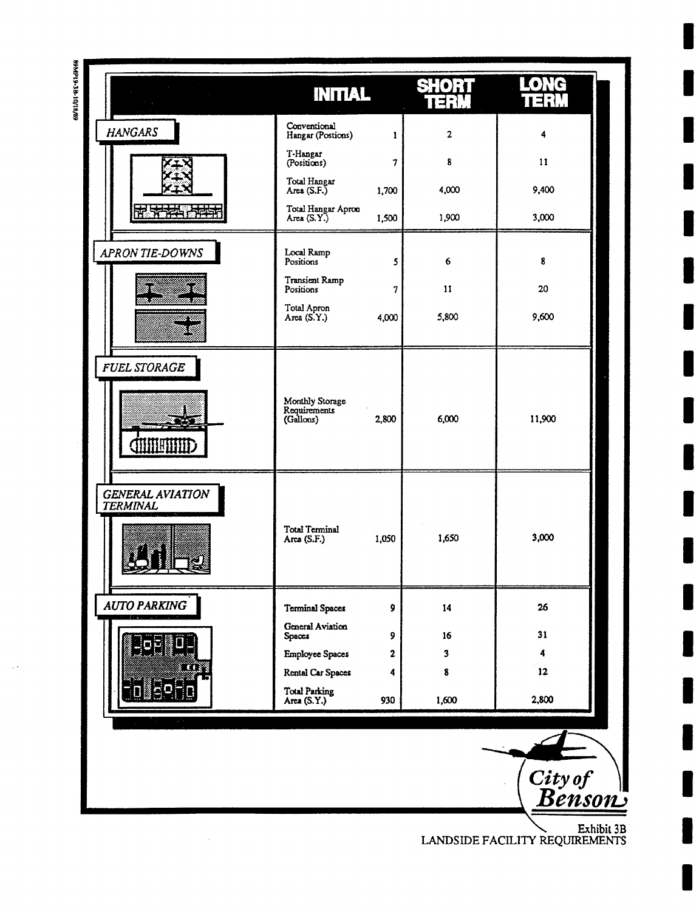| | | INITIAL | SHORT TERM | LONG TERM |
|---|---|---|---|---|
| HANGARS | Conventional Hangar (Postions) | 1 | 2 | 4 |
| | T-Hangar (Positions) | 7 | 8 | 11 |
| | Total Hangar Area (S.F.) | 1,700 | 4,000 | 9,400 |
| | Total Hangar Apron Area (S.Y.) | 1,500 | 1,900 | 3,000 |
| APRON TIE-DOWNS | Local Ramp Positions | 5 | 6 | 8 |
| | Transient Ramp Positions | 7 | 11 | 20 |
| | Total Apron Area (S.Y.) | 4,000 | 5,800 | 9,600 |
| FUEL STORAGE | Monthly Storage Requirements (Gallons) | 2,800 | 6,000 | 11,900 |
| GENERAL AVIATION TERMINAL | Total Terminal Area (S.F.) | 1,050 | 1,650 | 3,000 |
| AUTO PARKING | Terminal Spaces | 9 | 14 | 26 |
| | General Aviation Spaces | 9 | 16 | 31 |
| | Employee Spaces | 2 | 3 | 4 |
| | Rental Car Spaces | 4 | 8 | 12 |
| | Total Parking Area (S.Y.) | 930 | 1,600 | 2,800 |

City of Benson

Exhibit 3B
LANDSIDE FACILITY REQUIREMENTS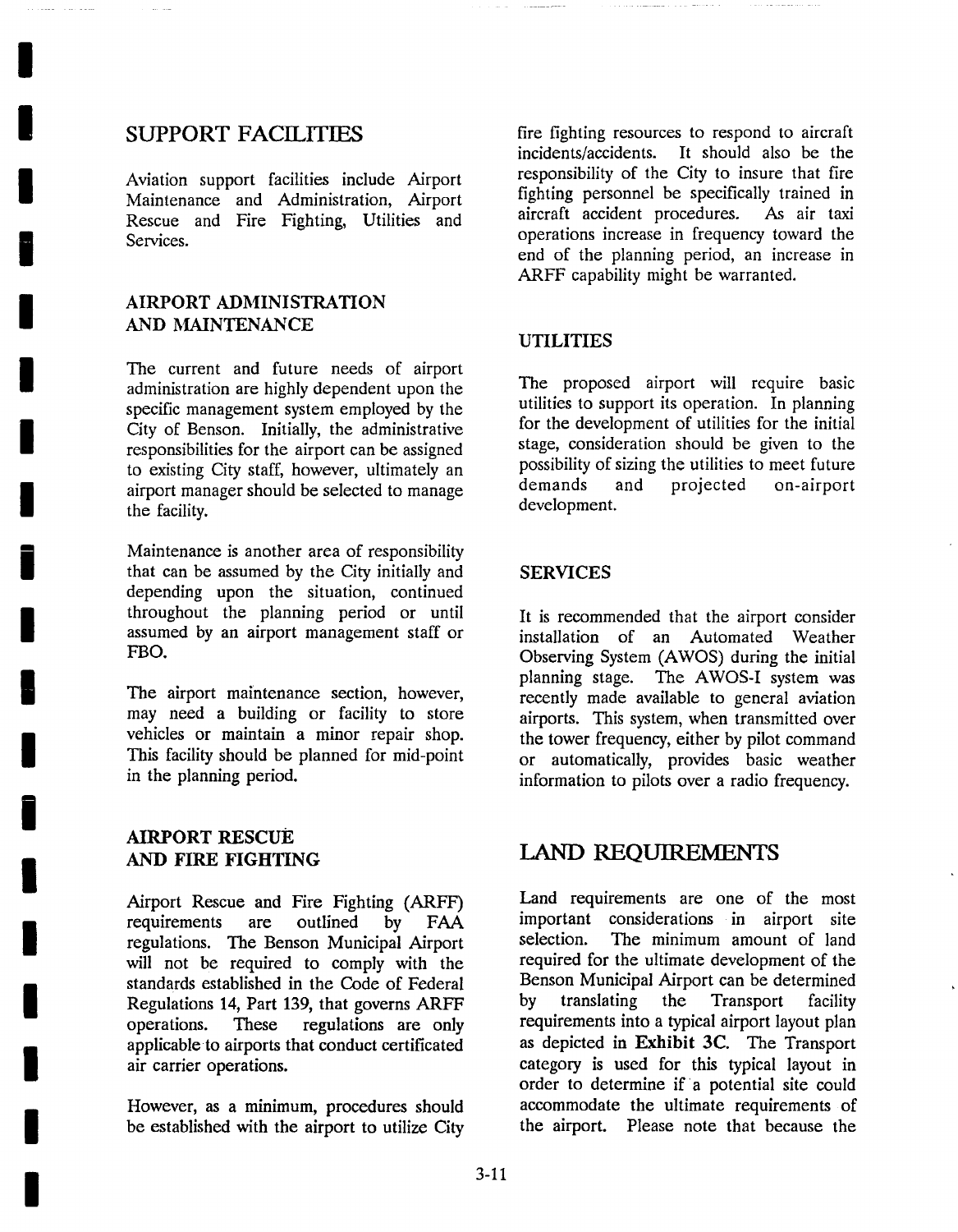## SUPPORT FACILITIES

Aviation support facilities include Airport Maintenance and Administration, Airport Rescue and Fire Fighting, Utilities and Services.

### AIRPORT ADMINISTRATION AND MAINTENANCE

The current and future needs of airport administration are highly dependent upon the specific management system employed by the City of Benson. Initially, the administrative responsibilities for the airport can be assigned to existing City staff, however, ultimately an airport manager should be selected to manage the facility.

Maintenance is another area of responsibility that can be assumed by the City initially and depending upon the situation, continued throughout the planning period or until assumed by an airport management staff or FBO.

The airport maintenance section, however, may need a building or facility to store vehicles or maintain a minor repair shop. This facility should be planned for mid-point in the planning period.

### AIRPORT RESCUE AND FIRE FIGHTING

Airport Rescue and Fire Fighting (ARFF) requirements are outlined by FAA regulations. The Benson Municipal Airport will not be required to comply with the standards established in the Code of Federal Regulations 14, Part 139, that governs ARFF operations. These regulations are only applicable to airports that conduct certificated air carrier operations.

However, as a minimum, procedures should be established with the airport to utilize City fire fighting resources to respond to aircraft incidents/accidents. It should also be the responsibility of the City to insure that fire fighting personnel be specifically trained in aircraft accident procedures. As air taxi operations increase in frequency toward the end of the planning period, an increase in ARFF capability might be warranted.

### UTILITIES

The proposed airport will require basic utilities to support its operation. In planning for the development of utilities for the initial stage, consideration should be given to the possibility of sizing the utilities to meet future demands and projected on-airport development.

### SERVICES

It is recommended that the airport consider installation of an Automated Weather Observing System (AWOS) during the initial planning stage. The AWOS-I system was recently made available to general aviation airports. This system, when transmitted over the tower frequency, either by pilot command or automatically, provides basic weather information to pilots over a radio frequency.

## LAND REQUIREMENTS

Land requirements are one of the most important considerations in airport site selection. The minimum amount of land required for the ultimate development of the Benson Municipal Airport can be determined by translating the Transport facility requirements into a typical airport layout plan as depicted in **Exhibit 3C**. The Transport category is used for this typical layout in order to determine if a potential site could accommodate the ultimate requirements of the airport. Please note that because the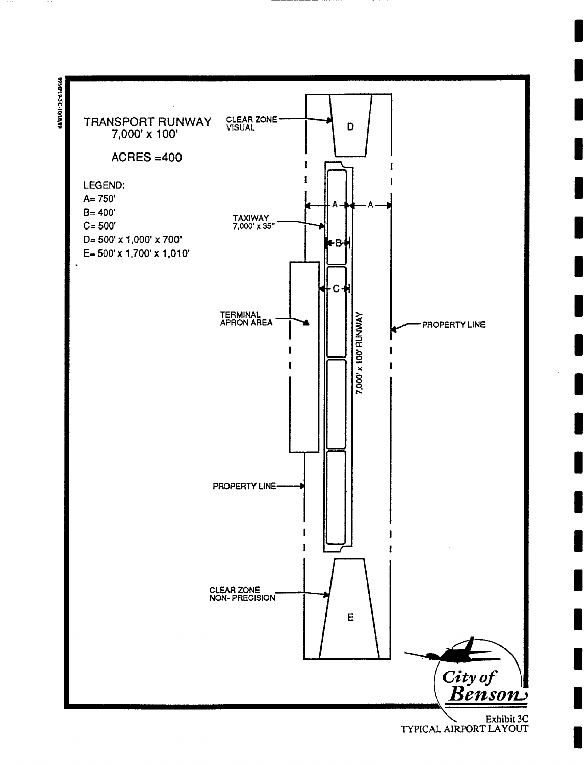TRANSPORT RUNWAY
7,000' x 100'

ACRES =400

LEGEND:
A= 750'
B= 400'
C= 500'
D= 500' x 1,000' x 700'
E= 500' x 1,700' x 1,010'

CLEAR ZONE VISUAL

D

TAXIWAY 7,000' x 35"

A

A

B

C

TERMINAL APRON AREA

7,000' x 100' RUNWAY

PROPERTY LINE

PROPERTY LINE

CLEAR ZONE NON- PRECISION

E

City of Benson

Exhibit 3C
TYPICAL AIRPORT LAYOUT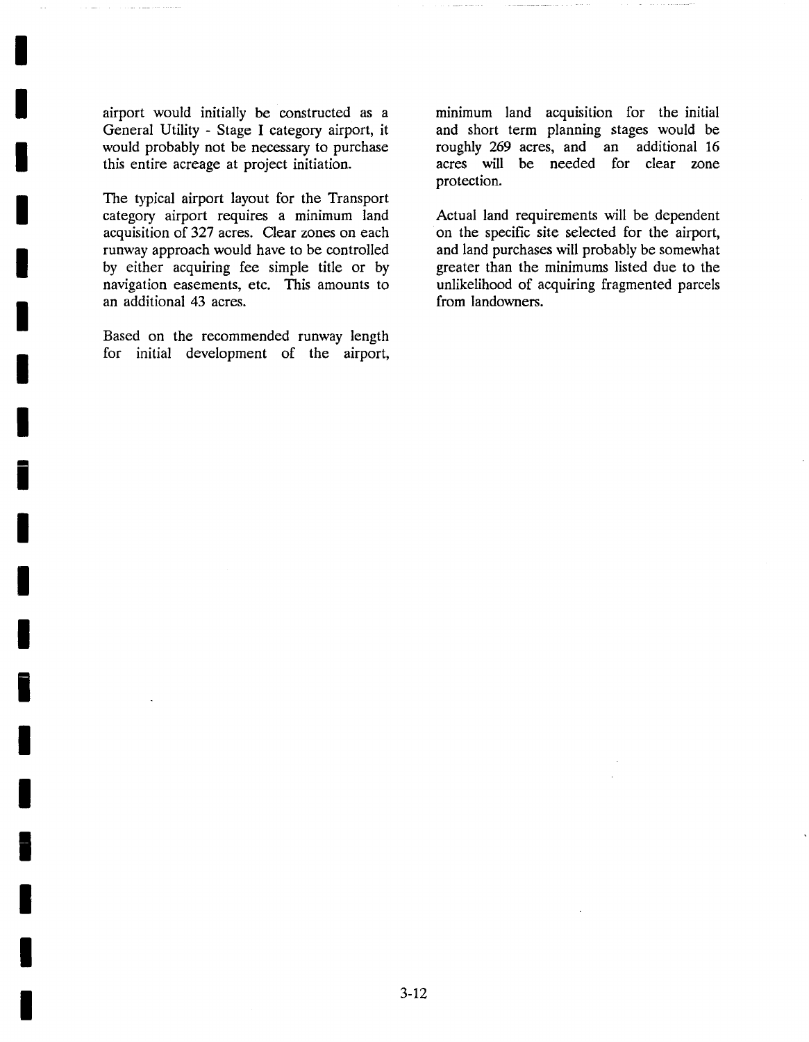airport would initially be constructed as a General Utility - Stage I category airport, it would probably not be necessary to purchase this entire acreage at project initiation.

The typical airport layout for the Transport category airport requires a minimum land acquisition of 327 acres. Clear zones on each runway approach would have to be controlled by either acquiring fee simple title or by navigation easements, etc. This amounts to an additional 43 acres.

Based on the recommended runway length for initial development of the airport, minimum land acquisition for the initial and short term planning stages would be roughly 269 acres, and an additional 16 acres will be needed for clear zone protection.

Actual land requirements will be dependent on the specific site selected for the airport, and land purchases will probably be somewhat greater than the minimums listed due to the unlikelihood of acquiring fragmented parcels from landowners.